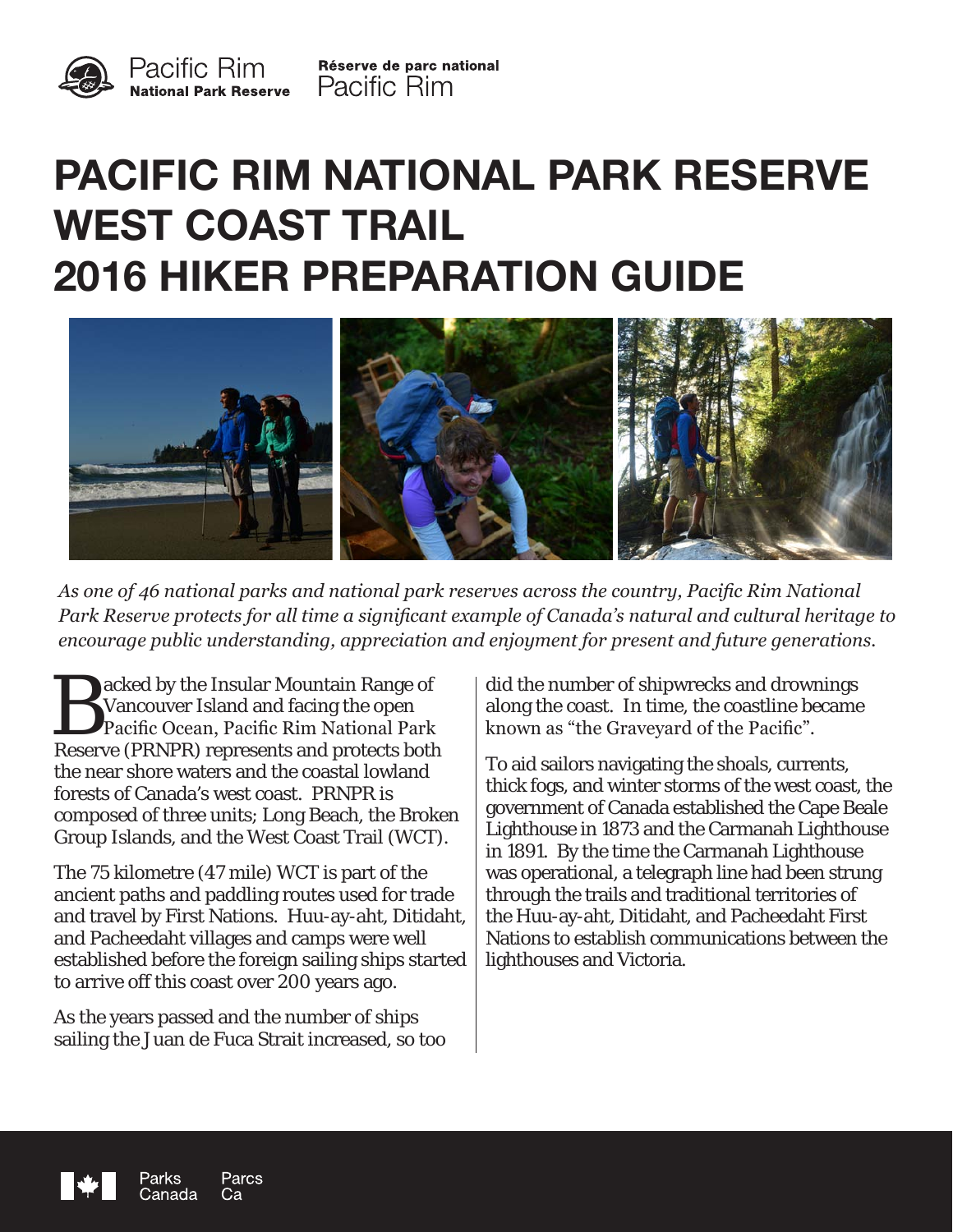Pacific Rim National Park Reserve | Réserve de parc national Pacific Rim

# PACIFIC RIM NATIONAL PARK RESERVE WEST COAST TRAIL 2016 HIKER PREPARATION GUIDE

*As one of 46 national parks and national park reserves across the country, Pacific Rim National Park Reserve protects for all time a significant example of Canada's natural and cultural heritage to encourage public understanding, appreciation and enjoyment for present and future generations.*

Backed by the Insular Mountain Range of Vancouver Island and facing the open Pacific Ocean, Pacific Rim National Park Reserve (PRNPR) represents and protects both the near shore waters and the coastal lowland forests of Canada's west coast. PRNPR is composed of three units; Long Beach, the Broken Group Islands, and the West Coast Trail (WCT).

The 75 kilometre (47 mile) WCT is part of the ancient paths and paddling routes used for trade and travel by First Nations. Huu-ay-aht, Ditidaht, and Pacheedaht villages and camps were well established before the foreign sailing ships started to arrive off this coast over 200 years ago.

As the years passed and the number of ships sailing the Juan de Fuca Strait increased, so too did the number of shipwrecks and drownings along the coast. In time, the coastline became known as "the Graveyard of the Pacific".

To aid sailors navigating the shoals, currents, thick fogs, and winter storms of the west coast, the government of Canada established the Cape Beale Lighthouse in 1873 and the Carmanah Lighthouse in 1891. By the time the Carmanah Lighthouse was operational, a telegraph line had been strung through the trails and traditional territories of the Huu-ay-aht, Ditidaht, and Pacheedaht First Nations to establish communications between the lighthouses and Victoria.

Parks Canada | Parcs Ca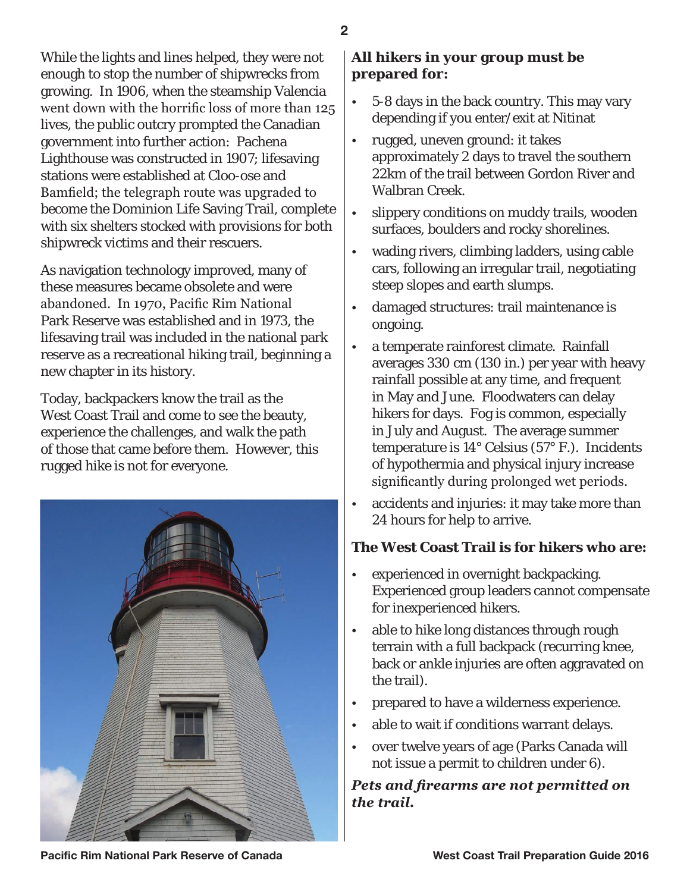While the lights and lines helped, they were not enough to stop the number of shipwrecks from growing. In 1906, when the steamship Valencia went down with the horrific loss of more than 125 lives, the public outcry prompted the Canadian government into further action: Pachena Lighthouse was constructed in 1907; lifesaving stations were established at Cloo-ose and Bamfield; the telegraph route was upgraded to become the Dominion Life Saving Trail, complete with six shelters stocked with provisions for both shipwreck victims and their rescuers.

As navigation technology improved, many of these measures became obsolete and were abandoned. In 1970, Pacific Rim National Park Reserve was established and in 1973, the lifesaving trail was included in the national park reserve as a recreational hiking trail, beginning a new chapter in its history.

Today, backpackers know the trail as the West Coast Trail and come to see the beauty, experience the challenges, and walk the path of those that came before them. However, this rugged hike is not for everyone.

**All hikers in your group must be prepared for:**

- 5-8 days in the back country. This may vary depending if you enter/exit at Nitinat
- rugged, uneven ground: it takes approximately 2 days to travel the southern 22km of the trail between Gordon River and Walbran Creek.
- slippery conditions on muddy trails, wooden surfaces, boulders and rocky shorelines.
- wading rivers, climbing ladders, using cable cars, following an irregular trail, negotiating steep slopes and earth slumps.
- damaged structures: trail maintenance is ongoing.
- a temperate rainforest climate. Rainfall averages 330 cm (130 in.) per year with heavy rainfall possible at any time, and frequent in May and June. Floodwaters can delay hikers for days. Fog is common, especially in July and August. The average summer temperature is 14° Celsius (57° F.). Incidents of hypothermia and physical injury increase significantly during prolonged wet periods.
- accidents and injuries: it may take more than 24 hours for help to arrive.

**The West Coast Trail is for hikers who are:**

- experienced in overnight backpacking. Experienced group leaders cannot compensate for inexperienced hikers.
- able to hike long distances through rough terrain with a full backpack (recurring knee, back or ankle injuries are often aggravated on the trail).
- prepared to have a wilderness experience.
- able to wait if conditions warrant delays.
- over twelve years of age (Parks Canada will not issue a permit to children under 6).

***Pets and firearms are not permitted on the trail.***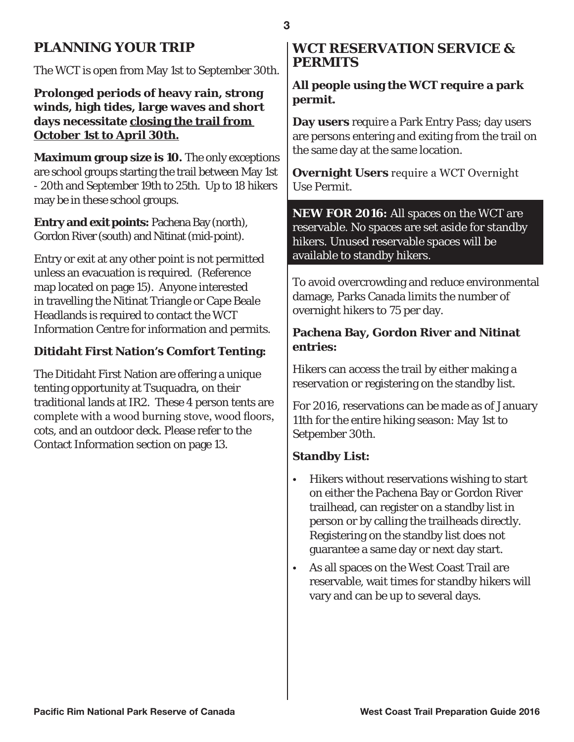## PLANNING YOUR TRIP

The WCT is open from May 1st to September 30th.

**Prolonged periods of heavy rain, strong winds, high tides, large waves and short days necessitate closing the trail from October 1st to April 30th.**

**Maximum group size is 10.** The only exceptions are school groups starting the trail between May 1st - 20th and September 19th to 25th. Up to 18 hikers may be in these school groups.

**Entry and exit points:** Pachena Bay (north), Gordon River (south) and Nitinat (mid-point).

Entry or exit at any other point is not permitted unless an evacuation is required. (Reference map located on page 15). Anyone interested in travelling the Nitinat Triangle or Cape Beale Headlands is required to contact the WCT Information Centre for information and permits.

### Ditidaht First Nation's Comfort Tenting:

The Ditidaht First Nation are offering a unique tenting opportunity at Tsuquadra, on their traditional lands at IR2. These 4 person tents are complete with a wood burning stove, wood floors, cots, and an outdoor deck. Please refer to the Contact Information section on page 13.

## WCT RESERVATION SERVICE & PERMITS

**All people using the WCT require a park permit.**

**Day users** require a Park Entry Pass; day users are persons entering and exiting from the trail on the same day at the same location.

**Overnight Users** require a WCT Overnight Use Permit.

**NEW FOR 2016:** All spaces on the WCT are reservable. No spaces are set aside for standby hikers. Unused reservable spaces will be available to standby hikers.

To avoid overcrowding and reduce environmental damage, Parks Canada limits the number of overnight hikers to 75 per day.

### Pachena Bay, Gordon River and Nitinat entries:

Hikers can access the trail by either making a reservation or registering on the standby list.

For 2016, reservations can be made as of January 11th for the entire hiking season: May 1st to Setpember 30th.

### Standby List:

- Hikers without reservations wishing to start on either the Pachena Bay or Gordon River trailhead, can register on a standby list in person or by calling the trailheads directly. Registering on the standby list does not guarantee a same day or next day start.
- As all spaces on the West Coast Trail are reservable, wait times for standby hikers will vary and can be up to several days.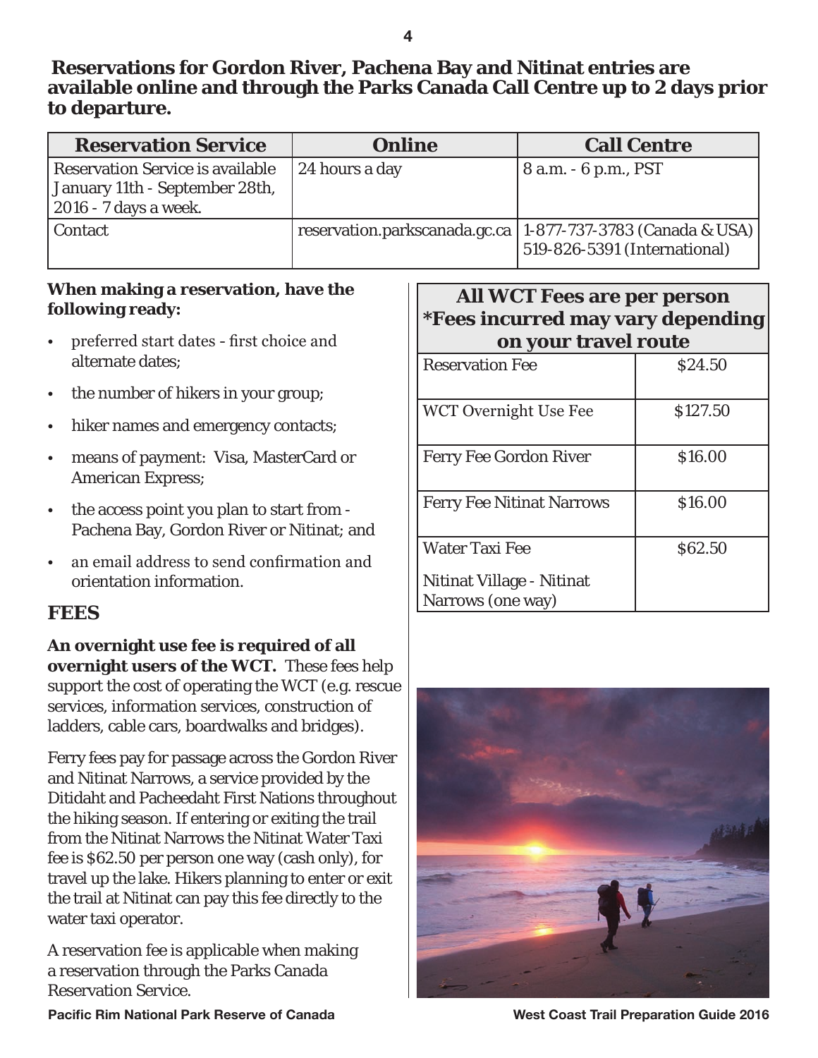**Reservations for Gordon River, Pachena Bay and Nitinat entries are available online and through the Parks Canada Call Centre up to 2 days prior to departure.**

| Reservation Service | Online | Call Centre |
| --- | --- | --- |
| Reservation Service is available January 11th - September 28th, 2016 - 7 days a week. | 24 hours a day | 8 a.m. - 6 p.m., PST |
| Contact | reservation.parkscanada.gc.ca | 1-877-737-3783 (Canada & USA)<br>519-826-5391 (International) |

**When making a reservation, have the following ready:**

- preferred start dates - first choice and alternate dates;
- the number of hikers in your group;
- hiker names and emergency contacts;
- means of payment: Visa, MasterCard or American Express;
- the access point you plan to start from - Pachena Bay, Gordon River or Nitinat; and
- an email address to send confirmation and orientation information.

## FEES

**An overnight use fee is required of all overnight users of the WCT.** These fees help support the cost of operating the WCT (e.g. rescue services, information services, construction of ladders, cable cars, boardwalks and bridges).

Ferry fees pay for passage across the Gordon River and Nitinat Narrows, a service provided by the Ditidaht and Pacheedaht First Nations throughout the hiking season. If entering or exiting the trail from the Nitinat Narrows the Nitinat Water Taxi fee is $62.50 per person one way (cash only), for travel up the lake. Hikers planning to enter or exit the trail at Nitinat can pay this fee directly to the water taxi operator.

A reservation fee is applicable when making a reservation through the Parks Canada Reservation Service.

| All WCT Fees are per person *Fees incurred may vary depending on your travel route | |
| --- | --- |
| Reservation Fee | $24.50 |
| WCT Overnight Use Fee | $127.50 |
| Ferry Fee Gordon River | $16.00 |
| Ferry Fee Nitinat Narrows | $16.00 |
| Water Taxi Fee<br>Nitinat Village - Nitinat Narrows (one way) | $62.50 |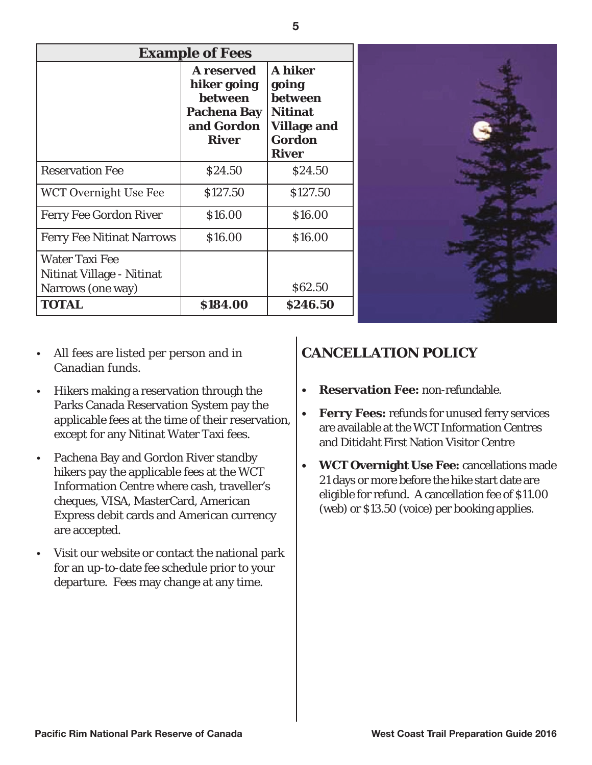| Example of Fees | | |
|---|---|---|
| | **A reserved hiker going between Pachena Bay and Gordon River** | **A hiker going between Nitinat Village and Gordon River** |
| Reservation Fee | $24.50 | $24.50 |
| WCT Overnight Use Fee | $127.50 | $127.50 |
| Ferry Fee Gordon River | $16.00 | $16.00 |
| Ferry Fee Nitinat Narrows | $16.00 | $16.00 |
| Water Taxi Fee Nitinat Village - Nitinat Narrows (one way) | | $62.50 |
| **TOTAL** | **$184.00** | **$246.50** |

- All fees are listed per person and in Canadian funds.
- Hikers making a reservation through the Parks Canada Reservation System pay the applicable fees at the time of their reservation, except for any Nitinat Water Taxi fees.
- Pachena Bay and Gordon River standby hikers pay the applicable fees at the WCT Information Centre where cash, traveller's cheques, VISA, MasterCard, American Express debit cards and American currency are accepted.
- Visit our website or contact the national park for an up-to-date fee schedule prior to your departure. Fees may change at any time.

## CANCELLATION POLICY

- **Reservation Fee:** non-refundable.
- **Ferry Fees:** refunds for unused ferry services are available at the WCT Information Centres and Ditidaht First Nation Visitor Centre
- **WCT Overnight Use Fee:** cancellations made 21 days or more before the hike start date are eligible for refund. A cancellation fee of $11.00 (web) or $13.50 (voice) per booking applies.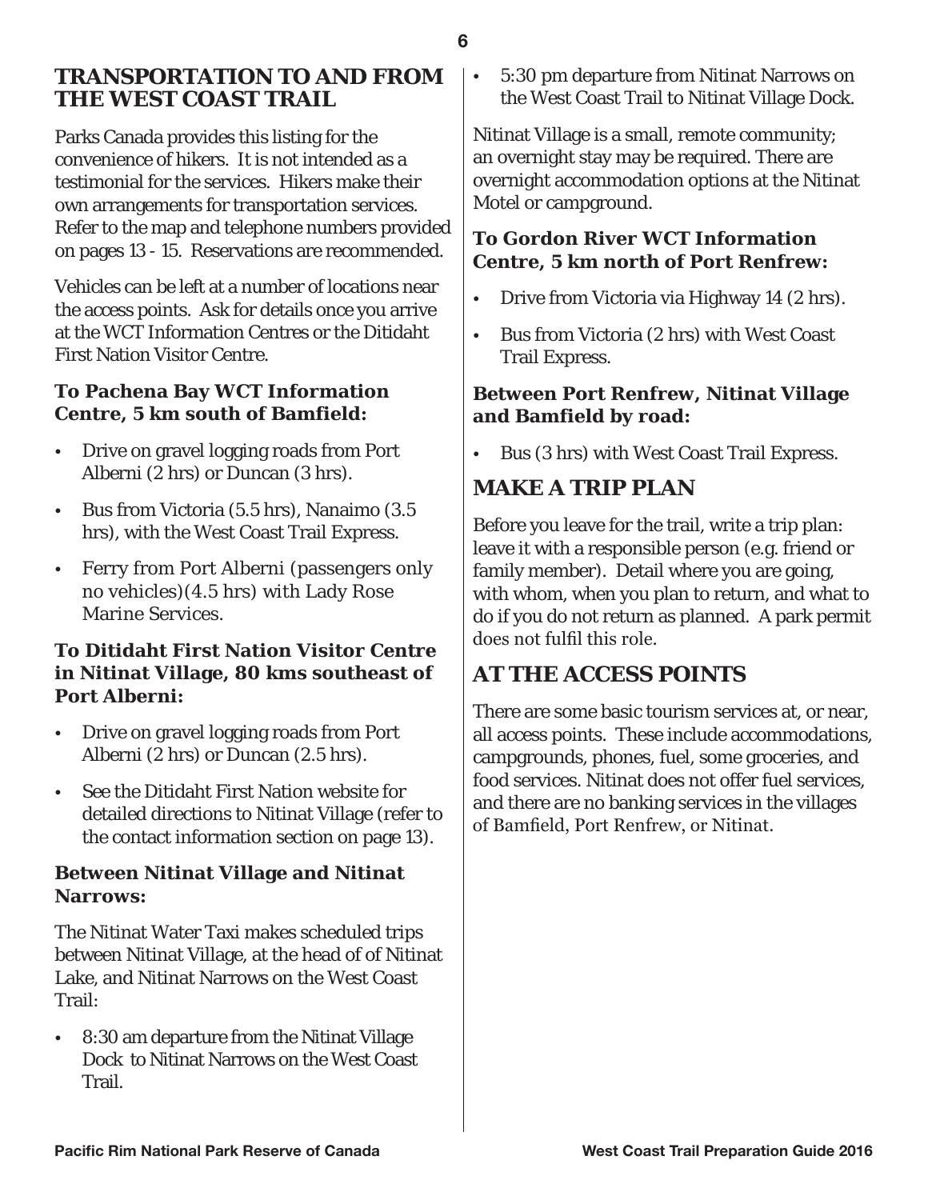## TRANSPORTATION TO AND FROM THE WEST COAST TRAIL

Parks Canada provides this listing for the convenience of hikers. It is not intended as a testimonial for the services. Hikers make their own arrangements for transportation services. Refer to the map and telephone numbers provided on pages 13 - 15. Reservations are recommended.

Vehicles can be left at a number of locations near the access points. Ask for details once you arrive at the WCT Information Centres or the Ditidaht First Nation Visitor Centre.

### To Pachena Bay WCT Information Centre, 5 km south of Bamfield:

- Drive on gravel logging roads from Port Alberni (2 hrs) or Duncan (3 hrs).
- Bus from Victoria (5.5 hrs), Nanaimo (3.5 hrs), with the West Coast Trail Express.
- Ferry from Port Alberni (passengers only no vehicles)(4.5 hrs) with Lady Rose Marine Services.

### To Ditidaht First Nation Visitor Centre in Nitinat Village, 80 kms southeast of Port Alberni:

- Drive on gravel logging roads from Port Alberni (2 hrs) or Duncan (2.5 hrs).
- See the Ditidaht First Nation website for detailed directions to Nitinat Village (refer to the contact information section on page 13).

### Between Nitinat Village and Nitinat Narrows:

The Nitinat Water Taxi makes scheduled trips between Nitinat Village, at the head of of Nitinat Lake, and Nitinat Narrows on the West Coast Trail:

- 8:30 am departure from the Nitinat Village Dock to Nitinat Narrows on the West Coast Trail.
- 5:30 pm departure from Nitinat Narrows on the West Coast Trail to Nitinat Village Dock.

Nitinat Village is a small, remote community; an overnight stay may be required. There are overnight accommodation options at the Nitinat Motel or campground.

### To Gordon River WCT Information Centre, 5 km north of Port Renfrew:

- Drive from Victoria via Highway 14 (2 hrs).
- Bus from Victoria (2 hrs) with West Coast Trail Express.

### Between Port Renfrew, Nitinat Village and Bamfield by road:

- Bus (3 hrs) with West Coast Trail Express.

## MAKE A TRIP PLAN

Before you leave for the trail, write a trip plan: leave it with a responsible person (e.g. friend or family member). Detail where you are going, with whom, when you plan to return, and what to do if you do not return as planned. A park permit does not fulfil this role.

## AT THE ACCESS POINTS

There are some basic tourism services at, or near, all access points. These include accommodations, campgrounds, phones, fuel, some groceries, and food services. Nitinat does not offer fuel services, and there are no banking services in the villages of Bamfield, Port Renfrew, or Nitinat.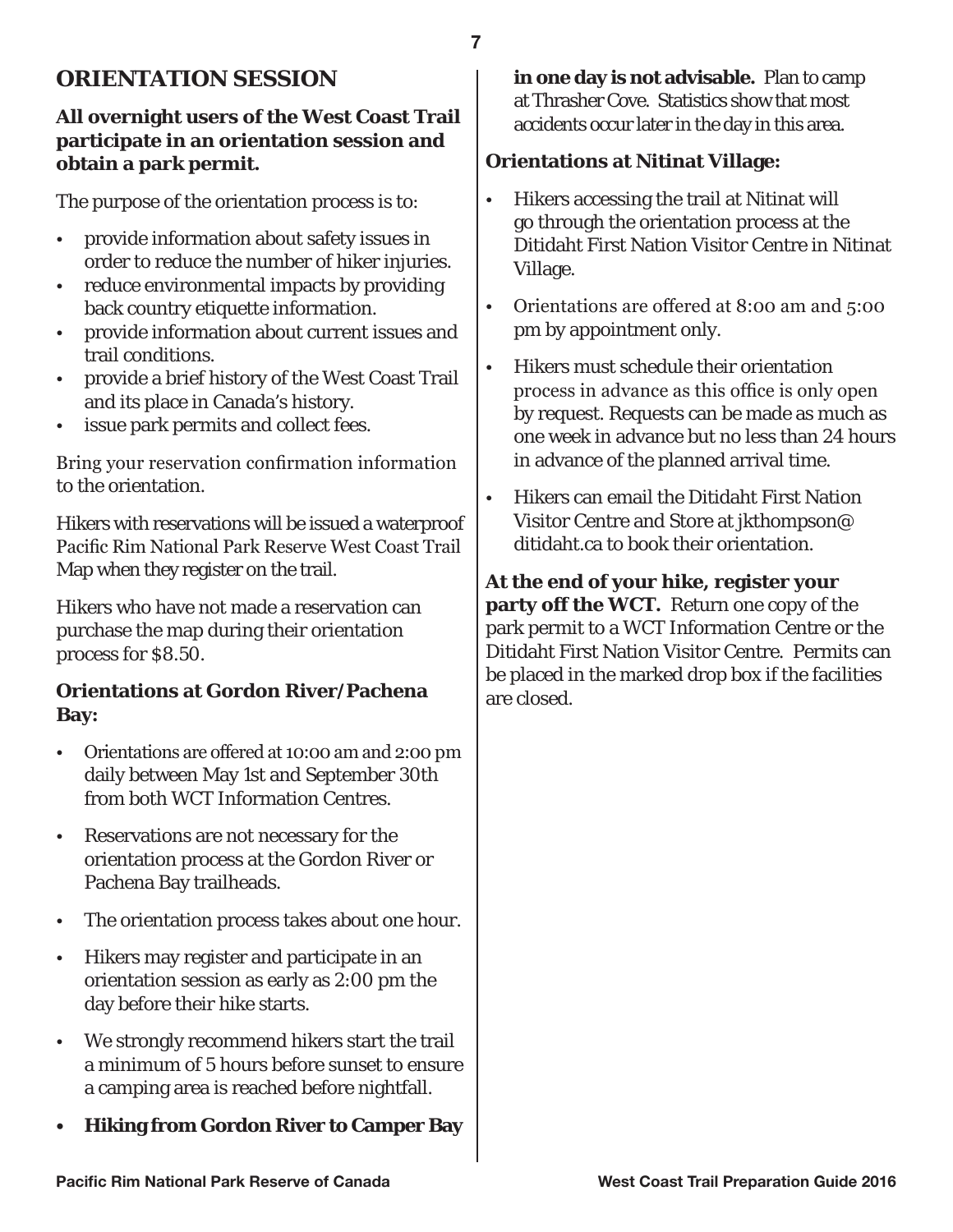## ORIENTATION SESSION

**All overnight users of the West Coast Trail participate in an orientation session and obtain a park permit.**

The purpose of the orientation process is to:

- provide information about safety issues in order to reduce the number of hiker injuries.
- reduce environmental impacts by providing back country etiquette information.
- provide information about current issues and trail conditions.
- provide a brief history of the West Coast Trail and its place in Canada's history.
- issue park permits and collect fees.

Bring your reservation confirmation information to the orientation.

Hikers with reservations will be issued a waterproof Pacific Rim National Park Reserve West Coast Trail Map when they register on the trail.

Hikers who have not made a reservation can purchase the map during their orientation process for $8.50.

### Orientations at Gordon River/Pachena Bay:

- Orientations are offered at 10:00 am and 2:00 pm daily between May 1st and September 30th from both WCT Information Centres.
- Reservations are not necessary for the orientation process at the Gordon River or Pachena Bay trailheads.
- The orientation process takes about one hour.
- Hikers may register and participate in an orientation session as early as 2:00 pm the day before their hike starts.
- We strongly recommend hikers start the trail a minimum of 5 hours before sunset to ensure a camping area is reached before nightfall.
- **Hiking from Gordon River to Camper Bay in one day is not advisable.** Plan to camp at Thrasher Cove. Statistics show that most accidents occur later in the day in this area.

### Orientations at Nitinat Village:

- Hikers accessing the trail at Nitinat will go through the orientation process at the Ditidaht First Nation Visitor Centre in Nitinat Village.
- Orientations are offered at 8:00 am and 5:00 pm by appointment only.
- Hikers must schedule their orientation process in advance as this office is only open by request. Requests can be made as much as one week in advance but no less than 24 hours in advance of the planned arrival time.
- Hikers can email the Ditidaht First Nation Visitor Centre and Store at jkthompson@ditidaht.ca to book their orientation.

**At the end of your hike, register your party off the WCT.** Return one copy of the park permit to a WCT Information Centre or the Ditidaht First Nation Visitor Centre. Permits can be placed in the marked drop box if the facilities are closed.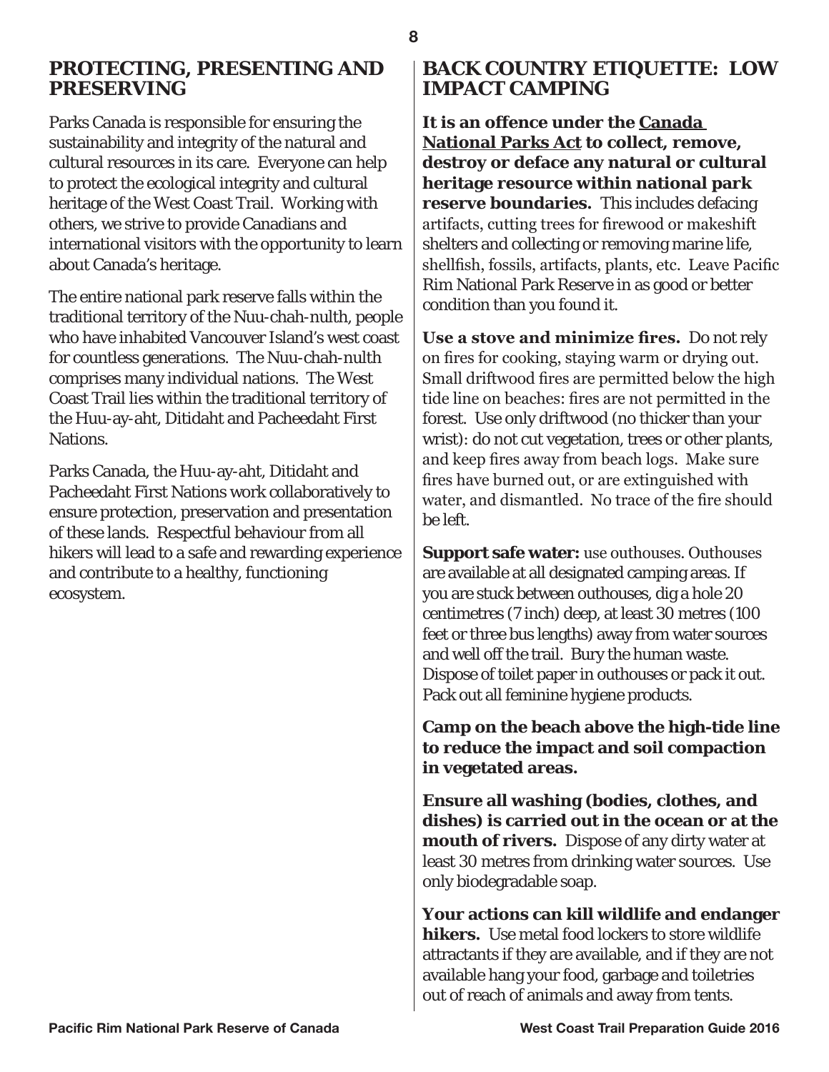## PROTECTING, PRESENTING AND PRESERVING

Parks Canada is responsible for ensuring the sustainability and integrity of the natural and cultural resources in its care. Everyone can help to protect the ecological integrity and cultural heritage of the West Coast Trail. Working with others, we strive to provide Canadians and international visitors with the opportunity to learn about Canada's heritage.

The entire national park reserve falls within the traditional territory of the Nuu-chah-nulth, people who have inhabited Vancouver Island's west coast for countless generations. The Nuu-chah-nulth comprises many individual nations. The West Coast Trail lies within the traditional territory of the Huu-ay-aht, Ditidaht and Pacheedaht First Nations.

Parks Canada, the Huu-ay-aht, Ditidaht and Pacheedaht First Nations work collaboratively to ensure protection, preservation and presentation of these lands. Respectful behaviour from all hikers will lead to a safe and rewarding experience and contribute to a healthy, functioning ecosystem.

## BACK COUNTRY ETIQUETTE: LOW IMPACT CAMPING

**It is an offence under the Canada National Parks Act to collect, remove, destroy or deface any natural or cultural heritage resource within national park reserve boundaries.** This includes defacing artifacts, cutting trees for firewood or makeshift shelters and collecting or removing marine life, shellfish, fossils, artifacts, plants, etc. Leave Pacific Rim National Park Reserve in as good or better condition than you found it.

**Use a stove and minimize fires.** Do not rely on fires for cooking, staying warm or drying out. Small driftwood fires are permitted below the high tide line on beaches: fires are not permitted in the forest. Use only driftwood (no thicker than your wrist): do not cut vegetation, trees or other plants, and keep fires away from beach logs. Make sure fires have burned out, or are extinguished with water, and dismantled. No trace of the fire should be left.

**Support safe water:** use outhouses. Outhouses are available at all designated camping areas. If you are stuck between outhouses, dig a hole 20 centimetres (7 inch) deep, at least 30 metres (100 feet or three bus lengths) away from water sources and well off the trail. Bury the human waste. Dispose of toilet paper in outhouses or pack it out. Pack out all feminine hygiene products.

**Camp on the beach above the high-tide line to reduce the impact and soil compaction in vegetated areas.**

**Ensure all washing (bodies, clothes, and dishes) is carried out in the ocean or at the mouth of rivers.** Dispose of any dirty water at least 30 metres from drinking water sources. Use only biodegradable soap.

**Your actions can kill wildlife and endanger hikers.** Use metal food lockers to store wildlife attractants if they are available, and if they are not available hang your food, garbage and toiletries out of reach of animals and away from tents.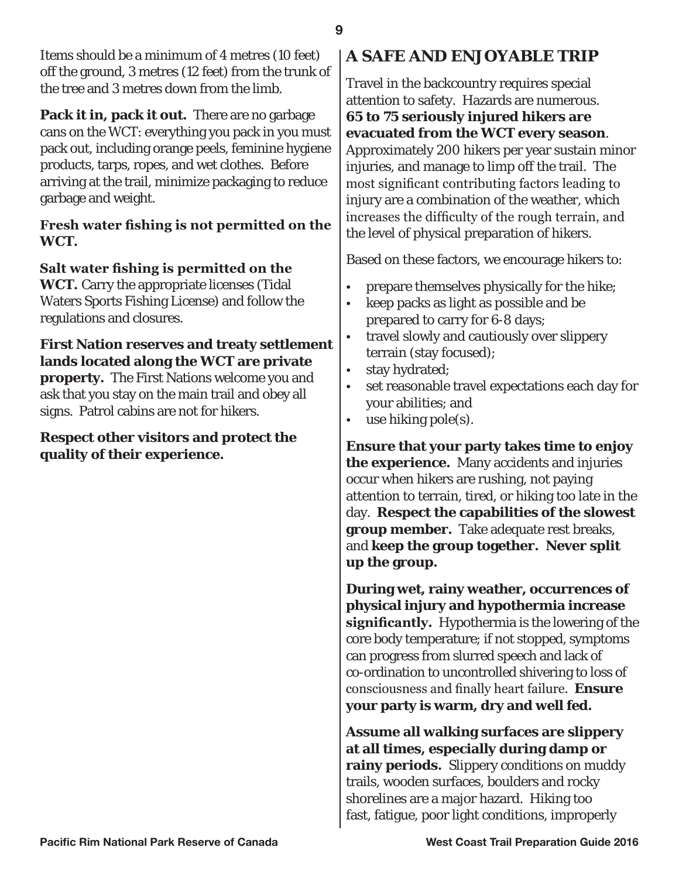Items should be a minimum of 4 metres (10 feet) off the ground, 3 metres (12 feet) from the trunk of the tree and 3 metres down from the limb.

**Pack it in, pack it out.** There are no garbage cans on the WCT: everything you pack in you must pack out, including orange peels, feminine hygiene products, tarps, ropes, and wet clothes. Before arriving at the trail, minimize packaging to reduce garbage and weight.

**Fresh water fishing is not permitted on the WCT.**

**Salt water fishing is permitted on the WCT.** Carry the appropriate licenses (Tidal Waters Sports Fishing License) and follow the regulations and closures.

**First Nation reserves and treaty settlement lands located along the WCT are private property.** The First Nations welcome you and ask that you stay on the main trail and obey all signs. Patrol cabins are not for hikers.

**Respect other visitors and protect the quality of their experience.**

## A SAFE AND ENJOYABLE TRIP

Travel in the backcountry requires special attention to safety. Hazards are numerous. **65 to 75 seriously injured hikers are evacuated from the WCT every season**. Approximately 200 hikers per year sustain minor injuries, and manage to limp off the trail. The most significant contributing factors leading to injury are a combination of the weather, which increases the difficulty of the rough terrain, and the level of physical preparation of hikers.

Based on these factors, we encourage hikers to:

- prepare themselves physically for the hike;
- keep packs as light as possible and be prepared to carry for 6-8 days;
- travel slowly and cautiously over slippery terrain (stay focused);
- stay hydrated;
- set reasonable travel expectations each day for your abilities; and
- use hiking pole(s).

**Ensure that your party takes time to enjoy the experience.** Many accidents and injuries occur when hikers are rushing, not paying attention to terrain, tired, or hiking too late in the day. **Respect the capabilities of the slowest group member.** Take adequate rest breaks, and **keep the group together. Never split up the group.**

**During wet, rainy weather, occurrences of physical injury and hypothermia increase significantly.** Hypothermia is the lowering of the core body temperature; if not stopped, symptoms can progress from slurred speech and lack of co-ordination to uncontrolled shivering to loss of consciousness and finally heart failure. **Ensure your party is warm, dry and well fed.**

**Assume all walking surfaces are slippery at all times, especially during damp or rainy periods.** Slippery conditions on muddy trails, wooden surfaces, boulders and rocky shorelines are a major hazard. Hiking too fast, fatigue, poor light conditions, improperly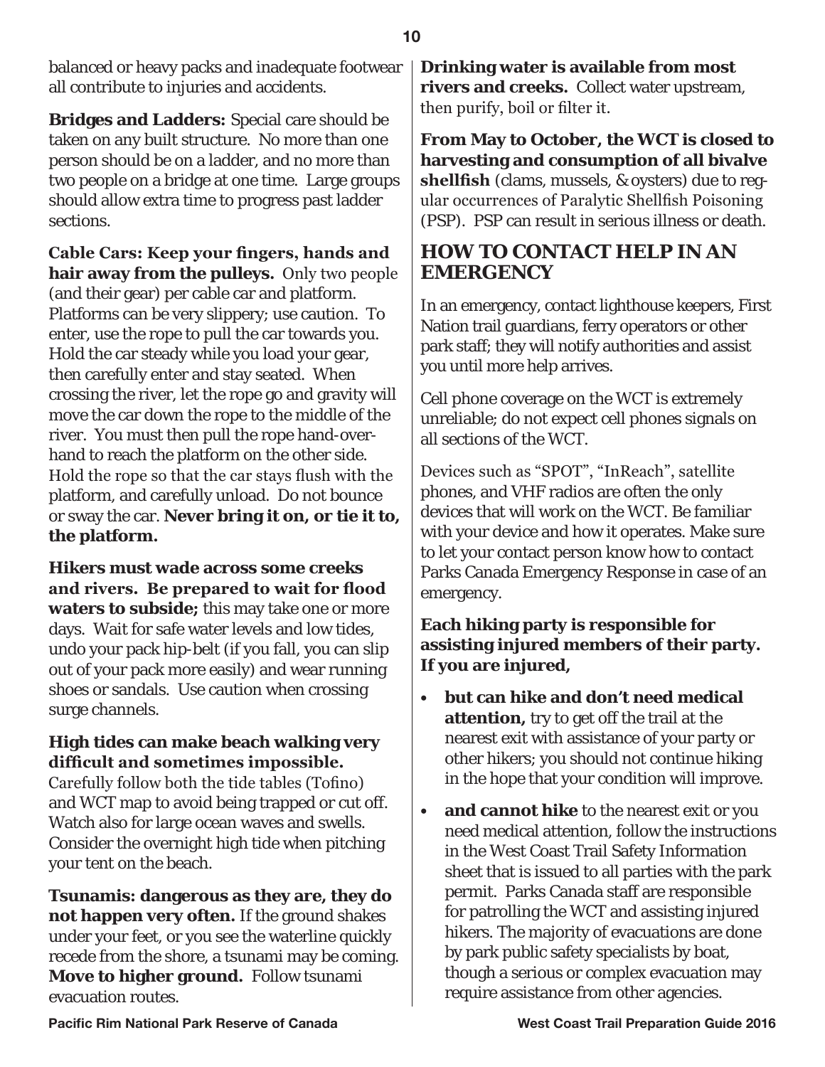balanced or heavy packs and inadequate footwear all contribute to injuries and accidents.

**Bridges and Ladders:** Special care should be taken on any built structure. No more than one person should be on a ladder, and no more than two people on a bridge at one time. Large groups should allow extra time to progress past ladder sections.

**Cable Cars: Keep your fingers, hands and hair away from the pulleys.** Only two people (and their gear) per cable car and platform. Platforms can be very slippery; use caution. To enter, use the rope to pull the car towards you. Hold the car steady while you load your gear, then carefully enter and stay seated. When crossing the river, let the rope go and gravity will move the car down the rope to the middle of the river. You must then pull the rope hand-over-hand to reach the platform on the other side. Hold the rope so that the car stays flush with the platform, and carefully unload. Do not bounce or sway the car. **Never bring it on, or tie it to, the platform.**

**Hikers must wade across some creeks and rivers. Be prepared to wait for flood waters to subside;** this may take one or more days. Wait for safe water levels and low tides, undo your pack hip-belt (if you fall, you can slip out of your pack more easily) and wear running shoes or sandals. Use caution when crossing surge channels.

**High tides can make beach walking very difficult and sometimes impossible.** Carefully follow both the tide tables (Tofino) and WCT map to avoid being trapped or cut off. Watch also for large ocean waves and swells. Consider the overnight high tide when pitching your tent on the beach.

**Tsunamis: dangerous as they are, they do not happen very often.** If the ground shakes under your feet, or you see the waterline quickly recede from the shore, a tsunami may be coming. **Move to higher ground.** Follow tsunami evacuation routes.

**Drinking water is available from most rivers and creeks.** Collect water upstream, then purify, boil or filter it.

**From May to October, the WCT is closed to harvesting and consumption of all bivalve shellfish** (clams, mussels, & oysters) due to regular occurrences of Paralytic Shellfish Poisoning (PSP). PSP can result in serious illness or death.

## HOW TO CONTACT HELP IN AN EMERGENCY

In an emergency, contact lighthouse keepers, First Nation trail guardians, ferry operators or other park staff; they will notify authorities and assist you until more help arrives.

Cell phone coverage on the WCT is extremely unreliable; do not expect cell phones signals on all sections of the WCT.

Devices such as "SPOT", "InReach", satellite phones, and VHF radios are often the only devices that will work on the WCT. Be familiar with your device and how it operates. Make sure to let your contact person know how to contact Parks Canada Emergency Response in case of an emergency.

**Each hiking party is responsible for assisting injured members of their party. If you are injured,**

- **but can hike and don't need medical attention,** try to get off the trail at the nearest exit with assistance of your party or other hikers; you should not continue hiking in the hope that your condition will improve.
- **and cannot hike** to the nearest exit or you need medical attention, follow the instructions in the West Coast Trail Safety Information sheet that is issued to all parties with the park permit. Parks Canada staff are responsible for patrolling the WCT and assisting injured hikers. The majority of evacuations are done by park public safety specialists by boat, though a serious or complex evacuation may require assistance from other agencies.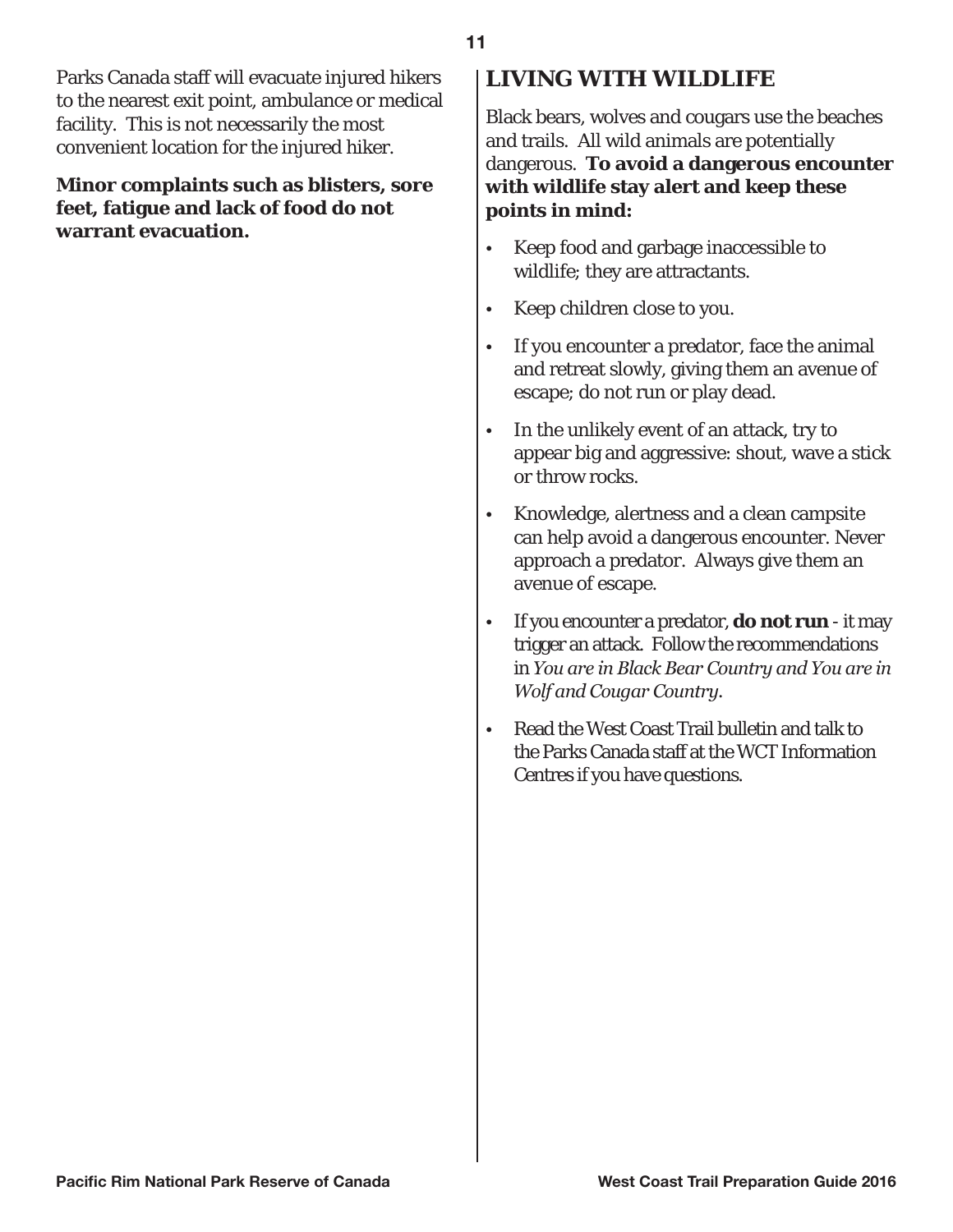Parks Canada staff will evacuate injured hikers to the nearest exit point, ambulance or medical facility. This is not necessarily the most convenient location for the injured hiker.

**Minor complaints such as blisters, sore feet, fatigue and lack of food do not warrant evacuation.**

## LIVING WITH WILDLIFE

Black bears, wolves and cougars use the beaches and trails. All wild animals are potentially dangerous. **To avoid a dangerous encounter with wildlife stay alert and keep these points in mind:**

- Keep food and garbage inaccessible to wildlife; they are attractants.
- Keep children close to you.
- If you encounter a predator, face the animal and retreat slowly, giving them an avenue of escape; do not run or play dead.
- In the unlikely event of an attack, try to appear big and aggressive: shout, wave a stick or throw rocks.
- Knowledge, alertness and a clean campsite can help avoid a dangerous encounter. Never approach a predator. Always give them an avenue of escape.
- If you encounter a predator, **do not run** - it may trigger an attack. Follow the recommendations in *You are in Black Bear Country and You are in Wolf and Cougar Country*.
- Read the West Coast Trail bulletin and talk to the Parks Canada staff at the WCT Information Centres if you have questions.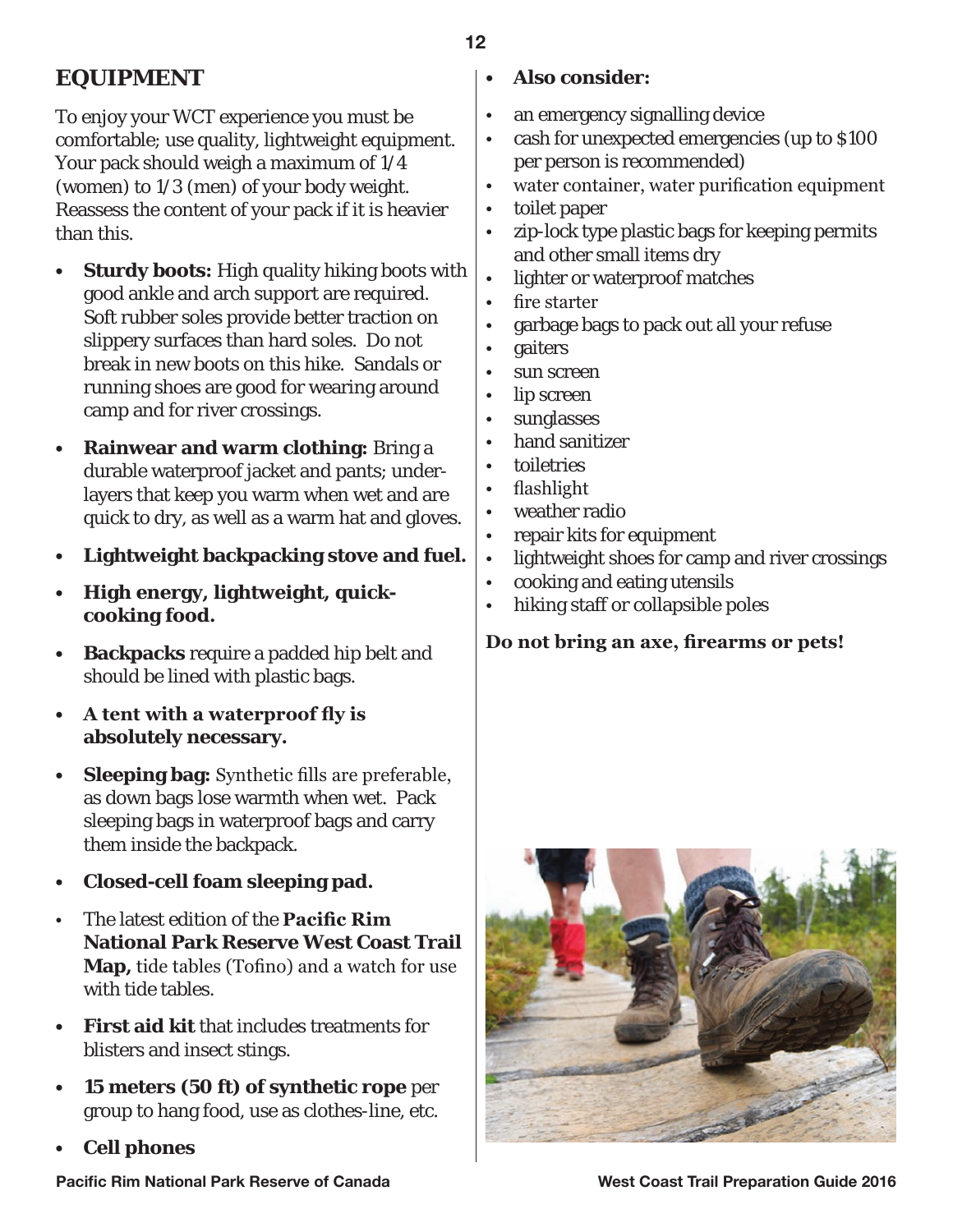## EQUIPMENT

To enjoy your WCT experience you must be comfortable; use quality, lightweight equipment. Your pack should weigh a maximum of 1/4 (women) to 1/3 (men) of your body weight. Reassess the content of your pack if it is heavier than this.

- **Sturdy boots:** High quality hiking boots with good ankle and arch support are required. Soft rubber soles provide better traction on slippery surfaces than hard soles. Do not break in new boots on this hike. Sandals or running shoes are good for wearing around camp and for river crossings.
- **Rainwear and warm clothing:** Bring a durable waterproof jacket and pants; under-layers that keep you warm when wet and are quick to dry, as well as a warm hat and gloves.
- **Lightweight backpacking stove and fuel.**
- **High energy, lightweight, quick-cooking food.**
- **Backpacks** require a padded hip belt and should be lined with plastic bags.
- **A tent with a waterproof fly is absolutely necessary.**
- **Sleeping bag:** Synthetic fills are preferable, as down bags lose warmth when wet. Pack sleeping bags in waterproof bags and carry them inside the backpack.
- **Closed-cell foam sleeping pad.**
- The latest edition of the **Pacific Rim National Park Reserve West Coast Trail Map,** tide tables (Tofino) and a watch for use with tide tables.
- **First aid kit** that includes treatments for blisters and insect stings.
- **15 meters (50 ft) of synthetic rope** per group to hang food, use as clothes-line, etc.
- **Cell phones**
- **Also consider:**

- an emergency signalling device
- cash for unexpected emergencies (up to $100 per person is recommended)
- water container, water purification equipment
- toilet paper
- zip-lock type plastic bags for keeping permits and other small items dry
- lighter or waterproof matches
- fire starter
- garbage bags to pack out all your refuse
- gaiters
- sun screen
- lip screen
- sunglasses
- hand sanitizer
- toiletries
- flashlight
- weather radio
- repair kits for equipment
- lightweight shoes for camp and river crossings
- cooking and eating utensils
- hiking staff or collapsible poles

**Do not bring an axe, firearms or pets!**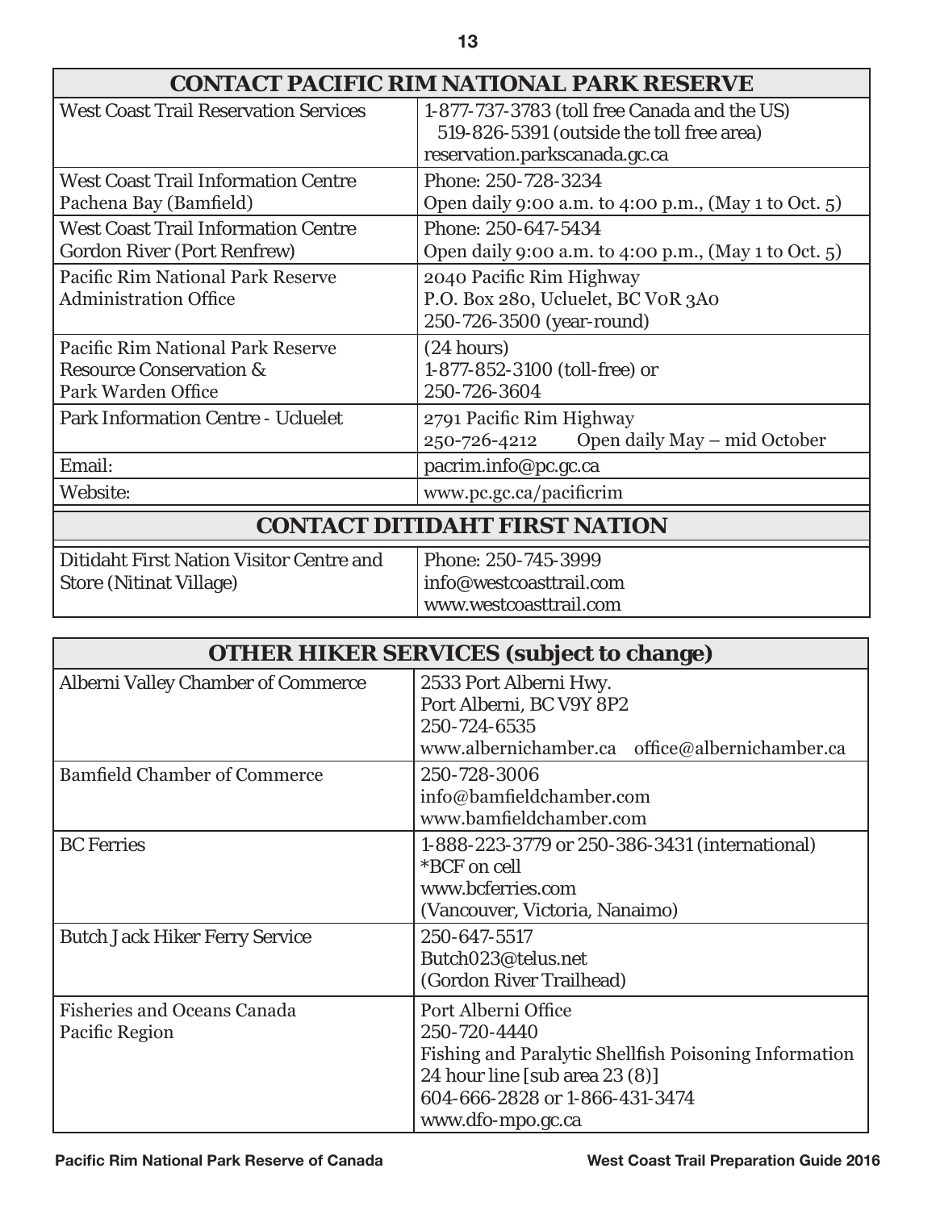| CONTACT PACIFIC RIM NATIONAL PARK RESERVE | |
|---|---|
| West Coast Trail Reservation Services | 1-877-737-3783 (toll free Canada and the US)<br>519-826-5391 (outside the toll free area)<br>reservation.parkscanada.gc.ca |
| West Coast Trail Information Centre<br>Pachena Bay (Bamfield) | Phone: 250-728-3234<br>Open daily 9:00 a.m. to 4:00 p.m., (May 1 to Oct. 5) |
| West Coast Trail Information Centre<br>Gordon River (Port Renfrew) | Phone: 250-647-5434<br>Open daily 9:00 a.m. to 4:00 p.m., (May 1 to Oct. 5) |
| Pacific Rim National Park Reserve<br>Administration Office | 2040 Pacific Rim Highway<br>P.O. Box 280, Ucluelet, BC V0R 3A0<br>250-726-3500 (year-round) |
| Pacific Rim National Park Reserve<br>Resource Conservation &<br>Park Warden Office | (24 hours)<br>1-877-852-3100 (toll-free) or<br>250-726-3604 |
| Park Information Centre - Ucluelet | 2791 Pacific Rim Highway<br>250-726-4212 Open daily May – mid October |
| Email: | pacrim.info@pc.gc.ca |
| Website: | www.pc.gc.ca/pacificrim |

| CONTACT DITIDAHT FIRST NATION | |
|---|---|
| Ditidaht First Nation Visitor Centre and<br>Store (Nitinat Village) | Phone: 250-745-3999<br>info@westcoasttrail.com<br>www.westcoasttrail.com |

| OTHER HIKER SERVICES (subject to change) | |
|---|---|
| Alberni Valley Chamber of Commerce | 2533 Port Alberni Hwy.<br>Port Alberni, BC V9Y 8P2<br>250-724-6535<br>www.albernichamber.ca office@albernichamber.ca |
| Bamfield Chamber of Commerce | 250-728-3006<br>info@bamfieldchamber.com<br>www.bamfieldchamber.com |
| BC Ferries | 1-888-223-3779 or 250-386-3431 (international)<br>*BCF on cell<br>www.bcferries.com<br>(Vancouver, Victoria, Nanaimo) |
| Butch Jack Hiker Ferry Service | 250-647-5517<br>Butch023@telus.net<br>(Gordon River Trailhead) |
| Fisheries and Oceans Canada<br>Pacific Region | Port Alberni Office<br>250-720-4440<br>Fishing and Paralytic Shellfish Poisoning Information<br>24 hour line [sub area 23 (8)]<br>604-666-2828 or 1-866-431-3474<br>www.dfo-mpo.gc.ca |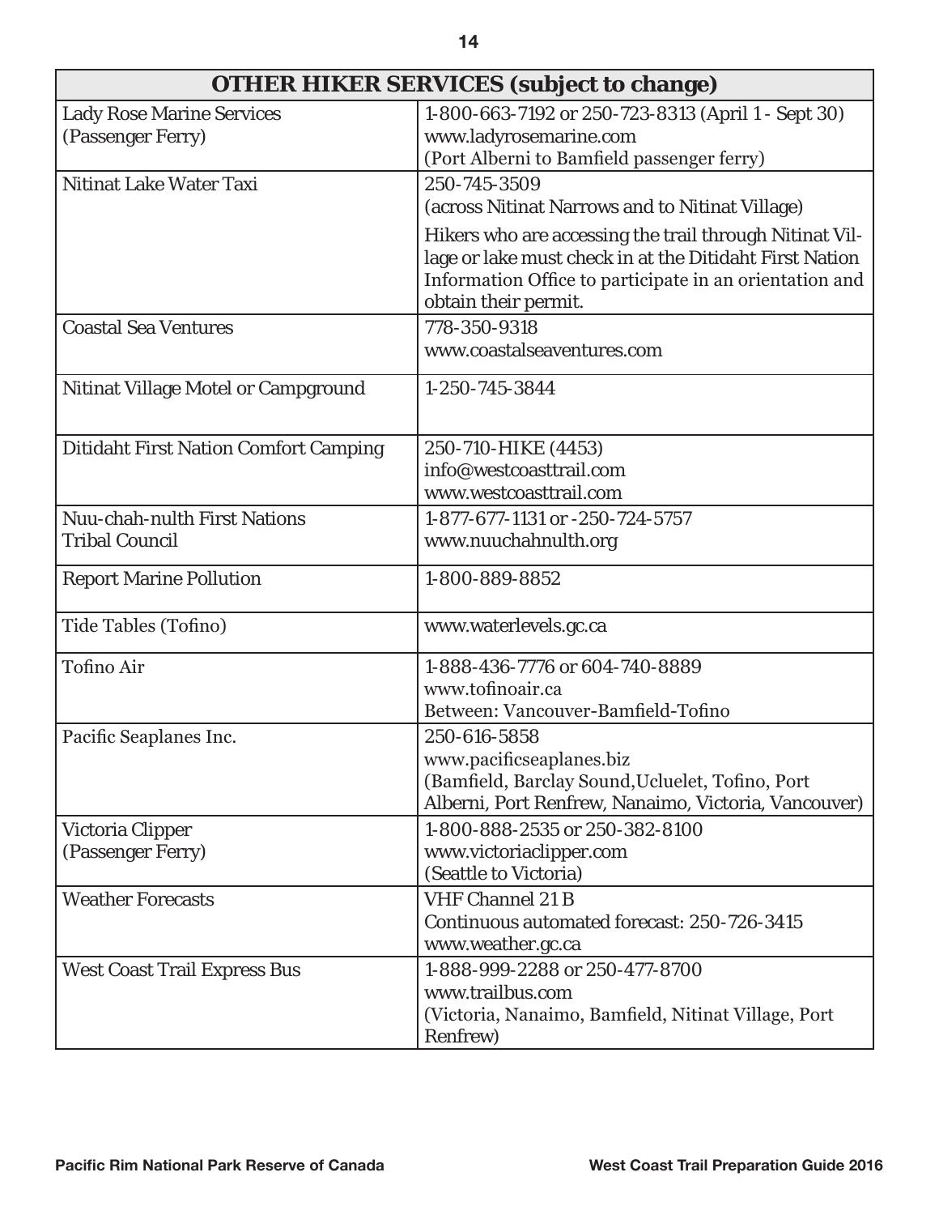| OTHER HIKER SERVICES (subject to change) | |
|---|---|
| Lady Rose Marine Services (Passenger Ferry) | 1-800-663-7192 or 250-723-8313 (April 1 - Sept 30) www.ladyrosemarine.com (Port Alberni to Bamfield passenger ferry) |
| Nitinat Lake Water Taxi | 250-745-3509 (across Nitinat Narrows and to Nitinat Village) Hikers who are accessing the trail through Nitinat Village or lake must check in at the Ditidaht First Nation Information Office to participate in an orientation and obtain their permit. |
| Coastal Sea Ventures | 778-350-9318 www.coastalseaventures.com |
| Nitinat Village Motel or Campground | 1-250-745-3844 |
| Ditidaht First Nation Comfort Camping | 250-710-HIKE (4453) info@westcoasttrail.com www.westcoasttrail.com |
| Nuu-chah-nulth First Nations Tribal Council | 1-877-677-1131 or -250-724-5757 www.nuuchahnulth.org |
| Report Marine Pollution | 1-800-889-8852 |
| Tide Tables (Tofino) | www.waterlevels.gc.ca |
| Tofino Air | 1-888-436-7776 or 604-740-8889 www.tofinoair.ca Between: Vancouver-Bamfield-Tofino |
| Pacific Seaplanes Inc. | 250-616-5858 www.pacificseaplanes.biz (Bamfield, Barclay Sound,Ucluelet, Tofino, Port Alberni, Port Renfrew, Nanaimo, Victoria, Vancouver) |
| Victoria Clipper (Passenger Ferry) | 1-800-888-2535 or 250-382-8100 www.victoriaclipper.com (Seattle to Victoria) |
| Weather Forecasts | VHF Channel 21 B Continuous automated forecast: 250-726-3415 www.weather.gc.ca |
| West Coast Trail Express Bus | 1-888-999-2288 or 250-477-8700 www.trailbus.com (Victoria, Nanaimo, Bamfield, Nitinat Village, Port Renfrew) |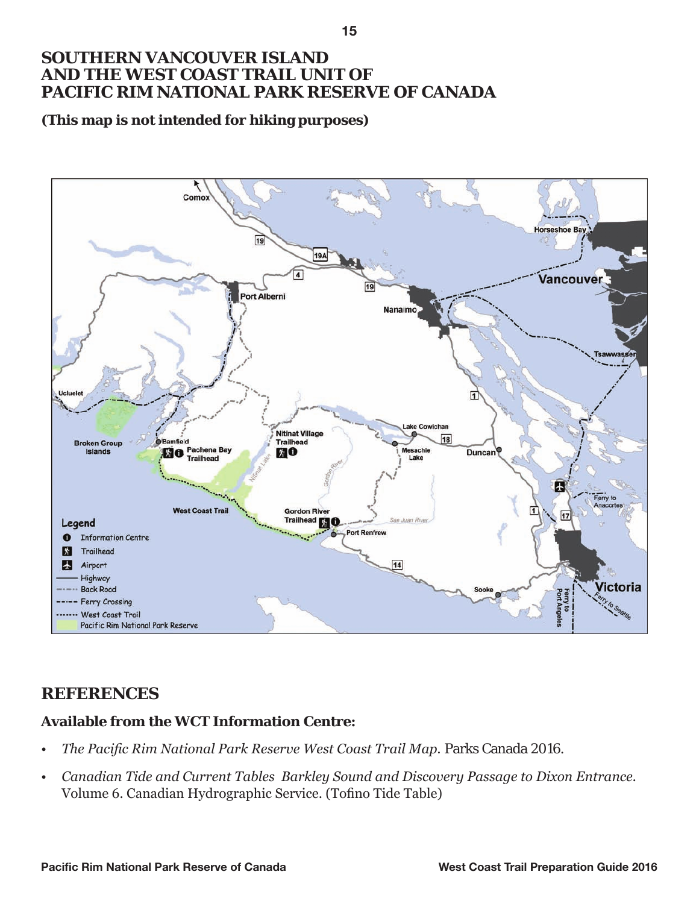## SOUTHERN VANCOUVER ISLAND AND THE WEST COAST TRAIL UNIT OF PACIFIC RIM NATIONAL PARK RESERVE OF CANADA

**(This map is not intended for hiking purposes)**

Comox
Horseshoe Bay
19
19A
4
19
Vancouver
Port Alberni
Nanaimo
Tsawwassen
Ucluelet
1
Lake Cowichan
Nitinat Village Trailhead
18
Broken Group Islands
Bamfield
Pachena Bay Trailhead
Mesachie Lake
Duncan
Nitinat Lake
Gordon River
Ferry to Anacortes
West Coast Trail
Gordon River Trailhead
1
17
San Juan River
Port Renfrew
14
Sooke
Victoria
Ferry to Port Angeles
Ferry to Seattle

Legend
Information Centre
Trailhead
Airport
Highway
Back Road
Ferry Crossing
West Coast Trail
Pacific Rim National Park Reserve

## REFERENCES

### Available from the WCT Information Centre:

- *The Pacific Rim National Park Reserve West Coast Trail Map.* Parks Canada 2016.
- *Canadian Tide and Current Tables Barkley Sound and Discovery Passage to Dixon Entrance.* Volume 6. Canadian Hydrographic Service. (Tofino Tide Table)